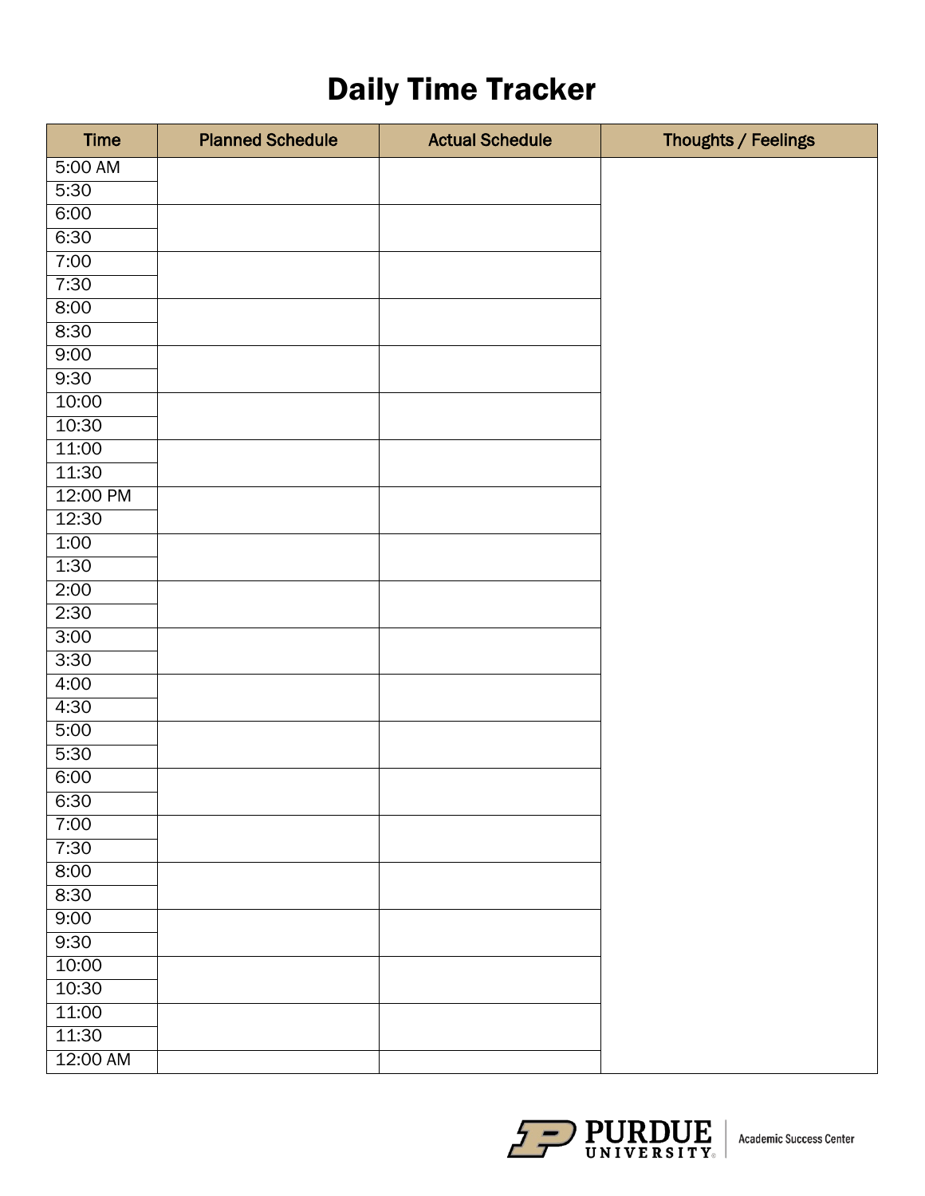# Daily Time Tracker

| Time | Planned Schedule | Actual Schedule | Thoughts / Feelings |
|---|---|---|---|
| 5:00 AM | | | |
| 5:30 | | | |
| 6:00 | | | |
| 6:30 | | | |
| 7:00 | | | |
| 7:30 | | | |
| 8:00 | | | |
| 8:30 | | | |
| 9:00 | | | |
| 9:30 | | | |
| 10:00 | | | |
| 10:30 | | | |
| 11:00 | | | |
| 11:30 | | | |
| 12:00 PM | | | |
| 12:30 | | | |
| 1:00 | | | |
| 1:30 | | | |
| 2:00 | | | |
| 2:30 | | | |
| 3:00 | | | |
| 3:30 | | | |
| 4:00 | | | |
| 4:30 | | | |
| 5:00 | | | |
| 5:30 | | | |
| 6:00 | | | |
| 6:30 | | | |
| 7:00 | | | |
| 7:30 | | | |
| 8:00 | | | |
| 8:30 | | | |
| 9:00 | | | |
| 9:30 | | | |
| 10:00 | | | |
| 10:30 | | | |
| 11:00 | | | |
| 11:30 | | | |
| 12:00 AM | | | |

PURDUE UNIVERSITY | Academic Success Center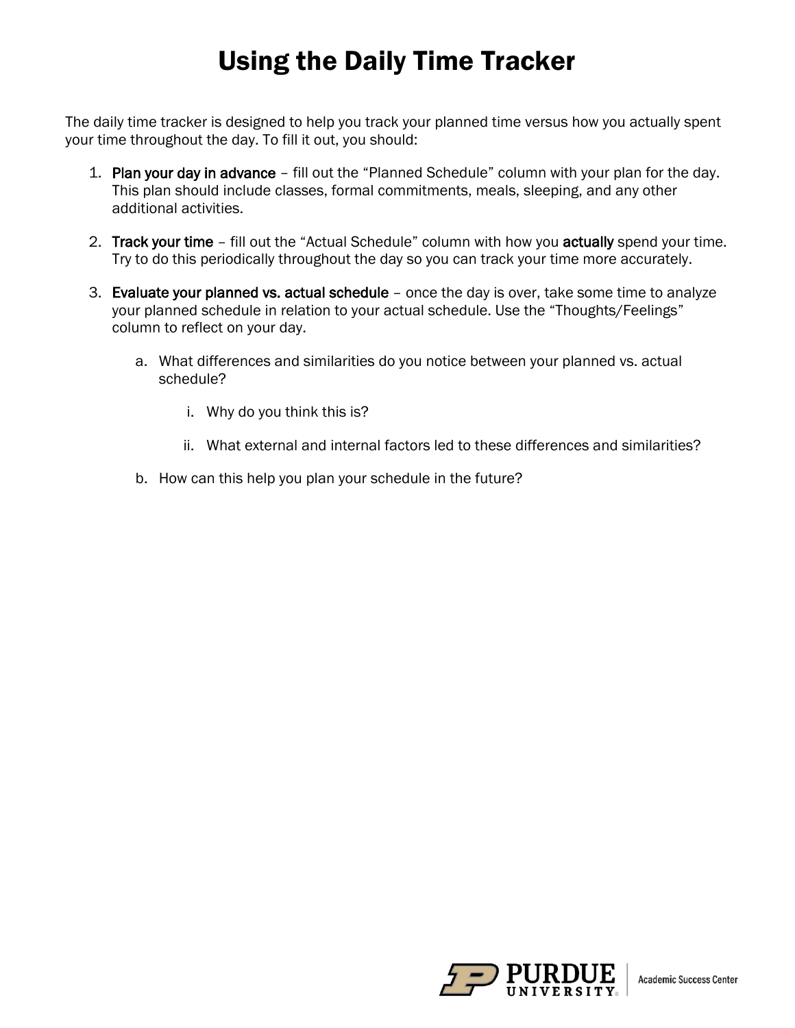# Using the Daily Time Tracker

The daily time tracker is designed to help you track your planned time versus how you actually spent your time throughout the day. To fill it out, you should:

1. **Plan your day in advance** – fill out the "Planned Schedule" column with your plan for the day. This plan should include classes, formal commitments, meals, sleeping, and any other additional activities.

2. **Track your time** – fill out the "Actual Schedule" column with how you **actually** spend your time. Try to do this periodically throughout the day so you can track your time more accurately.

3. **Evaluate your planned vs. actual schedule** – once the day is over, take some time to analyze your planned schedule in relation to your actual schedule. Use the "Thoughts/Feelings" column to reflect on your day.

    a. What differences and similarities do you notice between your planned vs. actual schedule?

        i. Why do you think this is?

        ii. What external and internal factors led to these differences and similarities?

    b. How can this help you plan your schedule in the future?

PURDUE UNIVERSITY | Academic Success Center